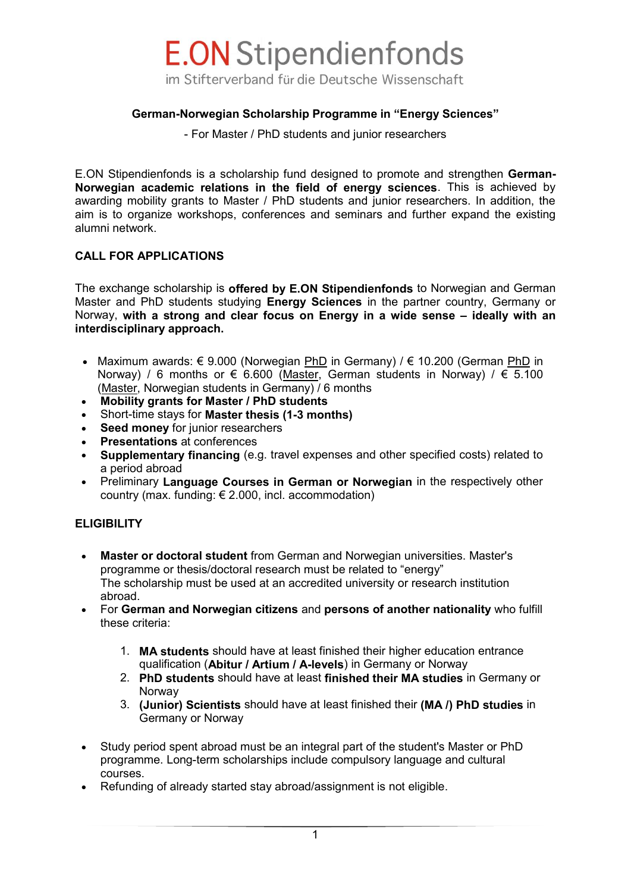# E.ON Stipendienfonds

im Stifterverband für die Deutsche Wissenschaft

**German-Norwegian Scholarship Programme in "Energy Sciences"**

- For Master / PhD students and junior researchers

E.ON Stipendienfonds is a scholarship fund designed to promote and strengthen **German-Norwegian academic relations in the field of energy sciences**. This is achieved by awarding mobility grants to Master / PhD students and junior researchers. In addition, the aim is to organize workshops, conferences and seminars and further expand the existing alumni network.

## CALL FOR APPLICATIONS

The exchange scholarship is **offered by E.ON Stipendienfonds** to Norwegian and German Master and PhD students studying **Energy Sciences** in the partner country, Germany or Norway, **with a strong and clear focus on Energy in a wide sense – ideally with an interdisciplinary approach.**

- Maximum awards: € 9.000 (Norwegian PhD in Germany) / € 10.200 (German PhD in Norway) / 6 months or € 6.600 (Master, German students in Norway) / € 5.100 (Master, Norwegian students in Germany) / 6 months
- **Mobility grants for Master / PhD students**
- Short-time stays for **Master thesis (1-3 months)**
- **Seed money** for junior researchers
- **Presentations** at conferences
- **Supplementary financing** (e.g. travel expenses and other specified costs) related to a period abroad
- Preliminary **Language Courses in German or Norwegian** in the respectively other country (max. funding: € 2.000, incl. accommodation)

## ELIGIBILITY

- **Master or doctoral student** from German and Norwegian universities. Master's programme or thesis/doctoral research must be related to "energy"
  The scholarship must be used at an accredited university or research institution abroad.
- For **German and Norwegian citizens** and **persons of another nationality** who fulfill these criteria:

  1. **MA students** should have at least finished their higher education entrance qualification (**Abitur / Artium / A-levels**) in Germany or Norway
  2. **PhD students** should have at least **finished their MA studies** in Germany or Norway
  3. **(Junior) Scientists** should have at least finished their **(MA /) PhD studies** in Germany or Norway

- Study period spent abroad must be an integral part of the student's Master or PhD programme. Long-term scholarships include compulsory language and cultural courses.
- Refunding of already started stay abroad/assignment is not eligible.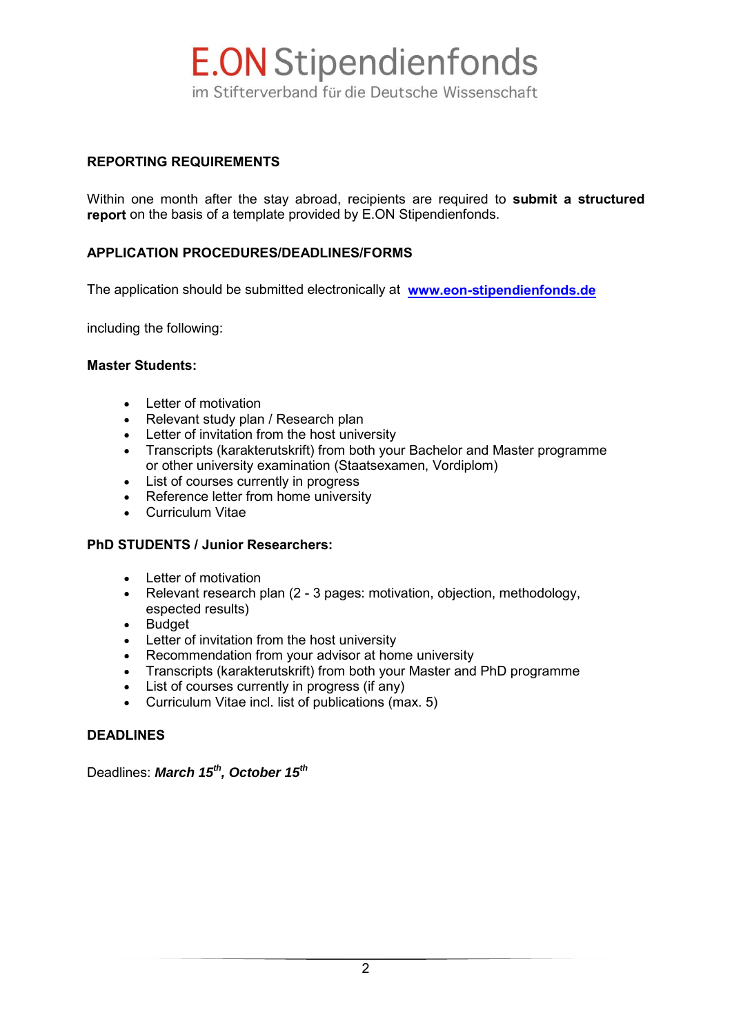## REPORTING REQUIREMENTS

Within one month after the stay abroad, recipients are required to **submit a structured report** on the basis of a template provided by E.ON Stipendienfonds.

## APPLICATION PROCEDURES/DEADLINES/FORMS

The application should be submitted electronically at **www.eon-stipendienfonds.de**

including the following:

**Master Students:**

- Letter of motivation
- Relevant study plan / Research plan
- Letter of invitation from the host university
- Transcripts (karakterutskrift) from both your Bachelor and Master programme or other university examination (Staatsexamen, Vordiplom)
- List of courses currently in progress
- Reference letter from home university
- Curriculum Vitae

**PhD STUDENTS / Junior Researchers:**

- Letter of motivation
- Relevant research plan (2 - 3 pages: motivation, objection, methodology, espected results)
- Budget
- Letter of invitation from the host university
- Recommendation from your advisor at home university
- Transcripts (karakterutskrift) from both your Master and PhD programme
- List of courses currently in progress (if any)
- Curriculum Vitae incl. list of publications (max. 5)

## DEADLINES

Deadlines: ***March 15th, October 15th***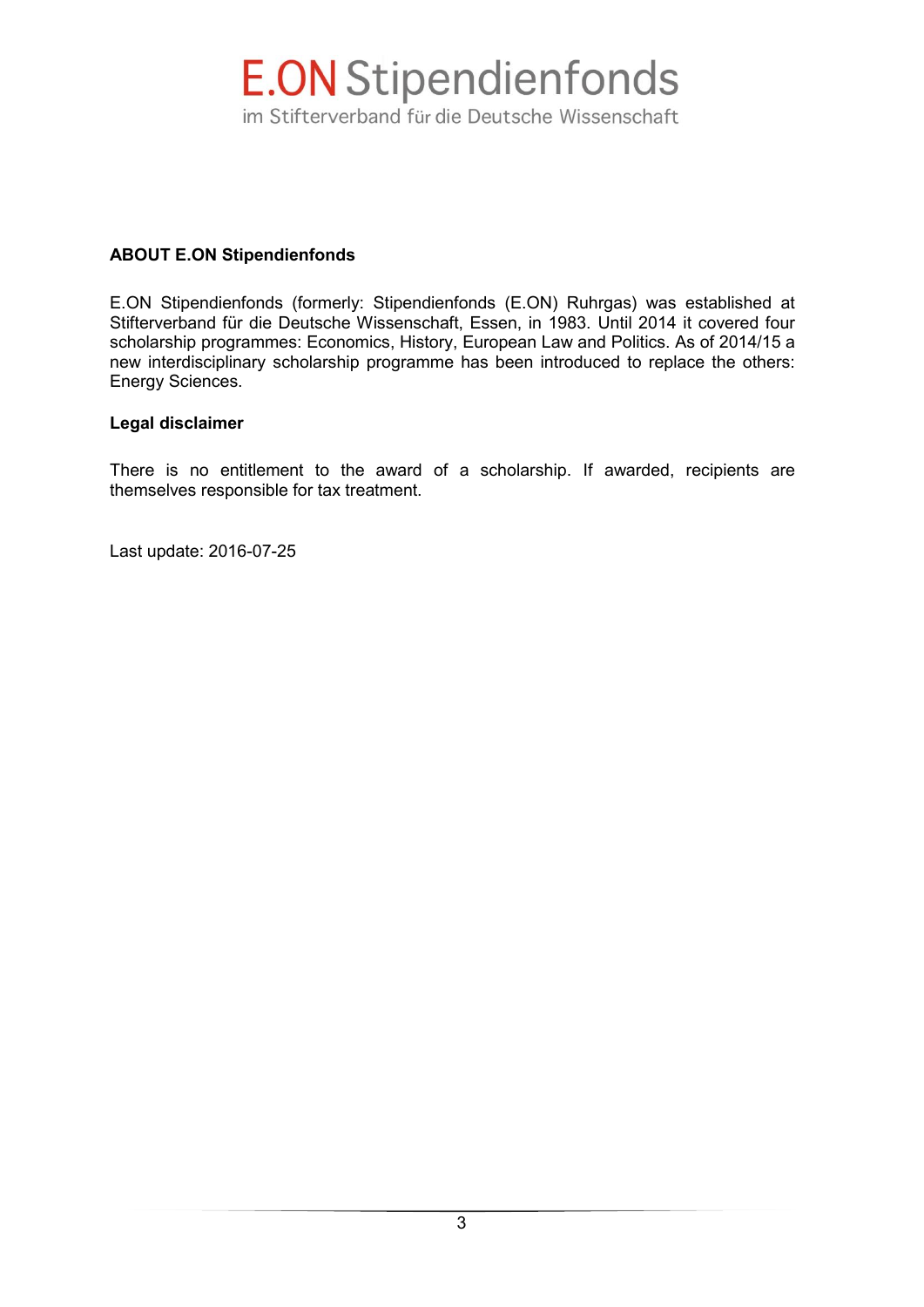**ABOUT E.ON Stipendienfonds**

E.ON Stipendienfonds (formerly: Stipendienfonds (E.ON) Ruhrgas) was established at Stifterverband für die Deutsche Wissenschaft, Essen, in 1983. Until 2014 it covered four scholarship programmes: Economics, History, European Law and Politics. As of 2014/15 a new interdisciplinary scholarship programme has been introduced to replace the others: Energy Sciences.

**Legal disclaimer**

There is no entitlement to the award of a scholarship. If awarded, recipients are themselves responsible for tax treatment.

Last update: 2016-07-25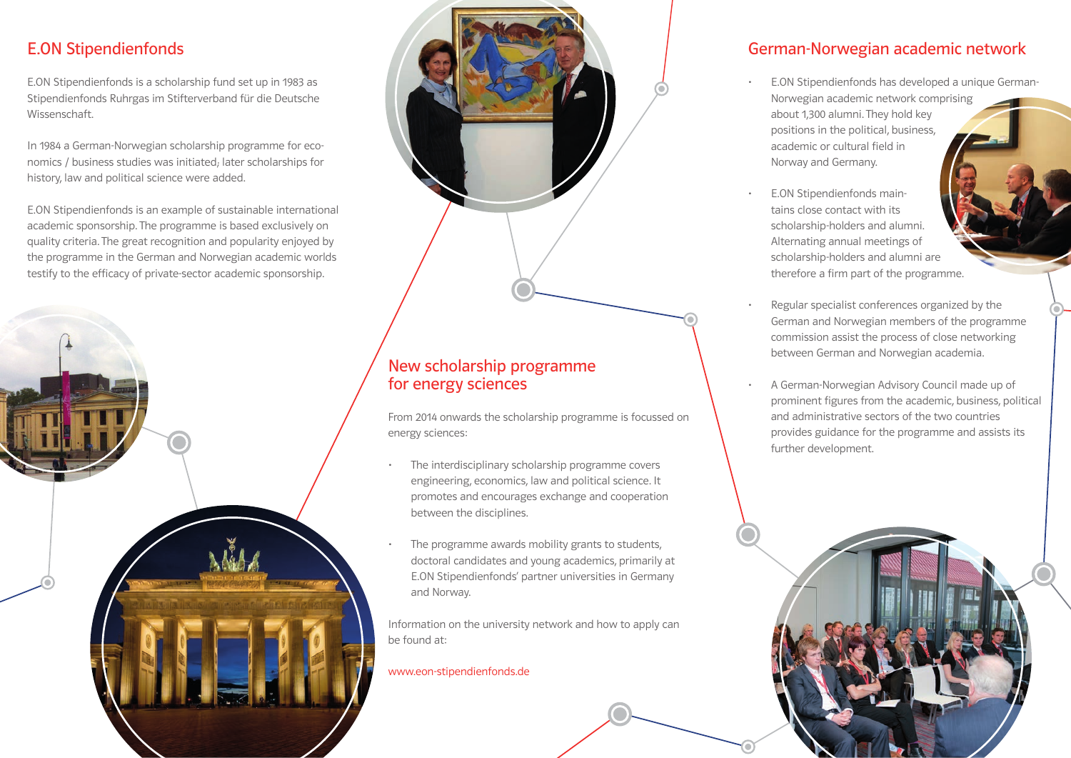## E.ON Stipendienfonds

E.ON Stipendienfonds is a scholarship fund set up in 1983 as Stipendienfonds Ruhrgas im Stifterverband für die Deutsche Wissenschaft.

In 1984 a German-Norwegian scholarship programme for economics / business studies was initiated; later scholarships for history, law and political science were added.

E.ON Stipendienfonds is an example of sustainable international academic sponsorship. The programme is based exclusively on quality criteria. The great recognition and popularity enjoyed by the programme in the German and Norwegian academic worlds testify to the efficacy of private-sector academic sponsorship.

## New scholarship programme for energy sciences

From 2014 onwards the scholarship programme is focussed on energy sciences:

- The interdisciplinary scholarship programme covers engineering, economics, law and political science. It promotes and encourages exchange and cooperation between the disciplines.
- The programme awards mobility grants to students, doctoral candidates and young academics, primarily at E.ON Stipendienfonds' partner universities in Germany and Norway.

Information on the university network and how to apply can be found at:

www.eon-stipendienfonds.de

## German-Norwegian academic network

- E.ON Stipendienfonds has developed a unique German-Norwegian academic network comprising about 1,300 alumni. They hold key positions in the political, business, academic or cultural field in Norway and Germany.
- E.ON Stipendienfonds maintains close contact with its scholarship-holders and alumni. Alternating annual meetings of scholarship-holders and alumni are therefore a firm part of the programme.
- Regular specialist conferences organized by the German and Norwegian members of the programme commission assist the process of close networking between German and Norwegian academia.
- A German-Norwegian Advisory Council made up of prominent figures from the academic, business, political and administrative sectors of the two countries provides guidance for the programme and assists its further development.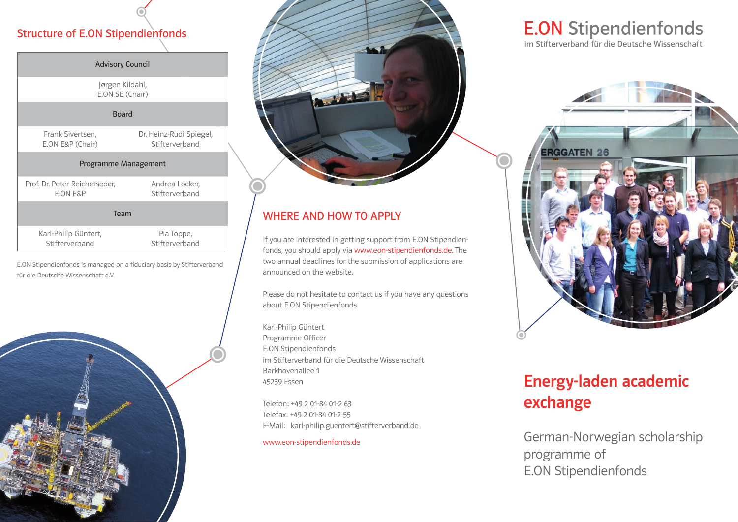## Structure of E.ON Stipendienfonds

| Advisory Council | |
|---|---|
| Jørgen Kildahl, E.ON SE (Chair) | |
| **Board** | |
| Frank Sivertsen, E.ON E&P (Chair) | Dr. Heinz-Rudi Spiegel, Stifterverband |
| **Programme Management** | |
| Prof. Dr. Peter Reichetseder, E.ON E&P | Andrea Locker, Stifterverband |
| **Team** | |
| Karl-Philip Güntert, Stifterverband | Pia Toppe, Stifterverband |

E.ON Stipendienfonds is managed on a fiduciary basis by Stifterverband für die Deutsche Wissenschaft e.V.

## WHERE AND HOW TO APPLY

If you are interested in getting support from E.ON Stipendienfonds, you should apply via www.eon-stipendienfonds.de. The two annual deadlines for the submission of applications are announced on the website.

Please do not hesitate to contact us if you have any questions about E.ON Stipendienfonds.

Karl-Philip Güntert
Programme Officer
E.ON Stipendienfonds
im Stifterverband für die Deutsche Wissenschaft
Barkhovenallee 1
45239 Essen

Telefon: +49 2 01-84 01-2 63
Telefax: +49 2 01-84 01-2 55
E-Mail: karl-philip.guentert@stifterverband.de

www.eon-stipendienfonds.de

# E.ON Stipendienfonds

im Stifterverband für die Deutsche Wissenschaft

# Energy-laden academic exchange

German-Norwegian scholarship programme of E.ON Stipendienfonds